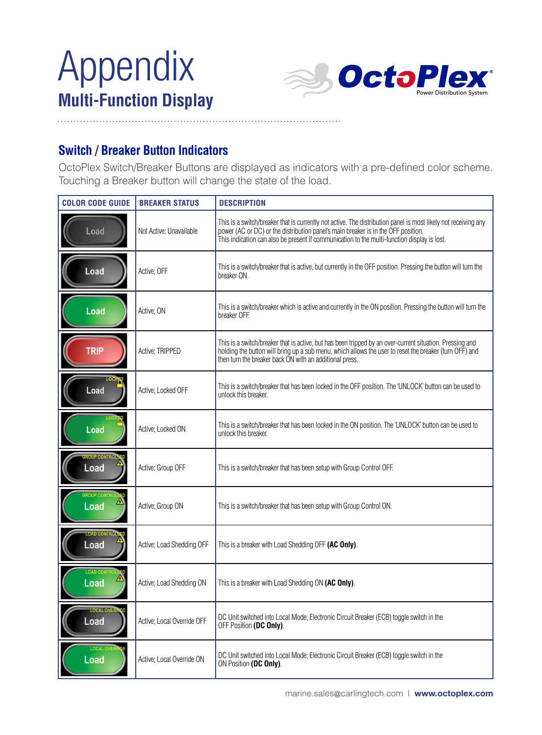# Appendix

## Multi-Function Display

OctoPlex Power Distribution System

### Switch / Breaker Button Indicators

OctoPlex Switch/Breaker Buttons are displayed as indicators with a pre-defined color scheme. Touching a Breaker button will change the state of the load.

| COLOR CODE GUIDE | BREAKER STATUS | DESCRIPTION |
|---|---|---|
| Load | Not Active; Unavailable | This is a switch/breaker that is currently not active. The distribution panel is most likely not receiving any power (AC or DC) or the distribution panel's main breaker is in the OFF position. This indication can also be present if communication to the multi-function display is lost. |
| Load | Active; OFF | This is a switch/breaker that is active, but currently in the OFF position. Pressing the button will turn the breaker ON. |
| Load | Active; ON | This is a switch/breaker which is active and currently in the ON position. Pressing the button will turn the breaker OFF. |
| TRIP | Active; TRIPPED | This is a switch/breaker that is active, but has been tripped by an over-current situation. Pressing and holding the button will bring up a sub menu, which allows the user to reset the breaker (turn OFF) and then turn the breaker back ON with an additional press. |
| LOCKED Load | Active; Locked OFF | This is a switch/breaker that has been locked in the OFF position. The 'UNLOCK' button can be used to unlock this breaker. |
| LOCKED Load | Active; Locked ON | This is a switch/breaker that has been locked in the ON position. The 'UNLOCK' button can be used to unlock this breaker. |
| GROUP CONTROLLED Load | Active; Group OFF | This is a switch/breaker that has been setup with Group Control OFF. |
| GROUP CONTROLLED Load | Active; Group ON | This is a switch/breaker that has been setup with Group Control ON. |
| LOAD CONTROLLED Load | Active; Load Shedding OFF | This is a breaker with Load Shedding OFF **(AC Only)**. |
| LOAD CONTROLLED Load | Active; Load Shedding ON | This is a breaker with Load Shedding ON **(AC Only)**. |
| LOCAL OVERRIDE Load | Active; Local Override OFF | DC Unit switched into Local Mode; Electronic Circuit Breaker (ECB) toggle switch in the OFF Position **(DC Only)**. |
| LOCAL OVERRIDE Load | Active; Local Override ON | DC Unit switched into Local Mode; Electronic Circuit Breaker (ECB) toggle switch in the ON Position **(DC Only)**. |

marine.sales@carlingtech.com | **www.octoplex.com**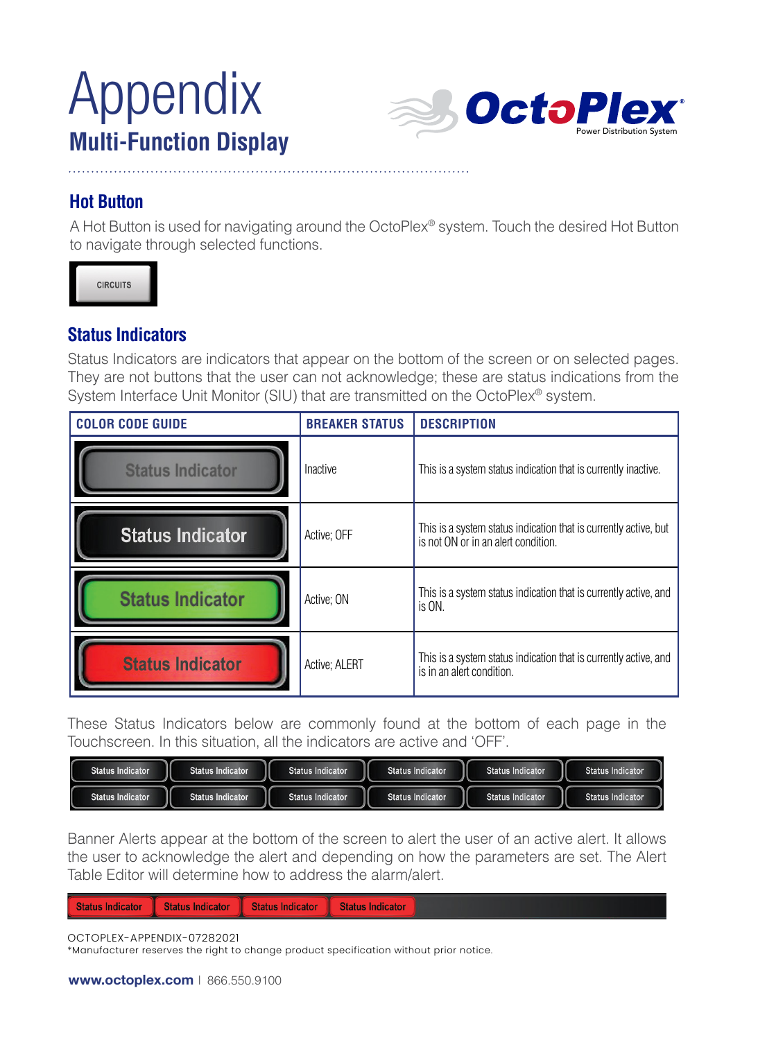# Appendix

## Multi-Function Display

OctoPlex® Power Distribution System

### Hot Button

A Hot Button is used for navigating around the OctoPlex® system. Touch the desired Hot Button to navigate through selected functions.

CIRCUITS

### Status Indicators

Status Indicators are indicators that appear on the bottom of the screen or on selected pages. They are not buttons that the user can not acknowledge; these are status indications from the System Interface Unit Monitor (SIU) that are transmitted on the OctoPlex® system.

| COLOR CODE GUIDE | BREAKER STATUS | DESCRIPTION |
|---|---|---|
| Status Indicator | Inactive | This is a system status indication that is currently inactive. |
| Status Indicator | Active; OFF | This is a system status indication that is currently active, but is not ON or in an alert condition. |
| Status Indicator | Active; ON | This is a system status indication that is currently active, and is ON. |
| Status Indicator | Active; ALERT | This is a system status indication that is currently active, and is in an alert condition. |

These Status Indicators below are commonly found at the bottom of each page in the Touchscreen. In this situation, all the indicators are active and 'OFF'.

| | | | | | |
|---|---|---|---|---|---|
| Status Indicator | Status Indicator | Status Indicator | Status Indicator | Status Indicator | Status Indicator |
| Status Indicator | Status Indicator | Status Indicator | Status Indicator | Status Indicator | Status Indicator |

Banner Alerts appear at the bottom of the screen to alert the user of an active alert. It allows the user to acknowledge the alert and depending on how the parameters are set. The Alert Table Editor will determine how to address the alarm/alert.

Status Indicator | Status Indicator | Status Indicator | Status Indicator

OCTOPLEX-APPENDIX-07282021

*Manufacturer reserves the right to change product specification without prior notice.

**www.octoplex.com** | 866.550.9100